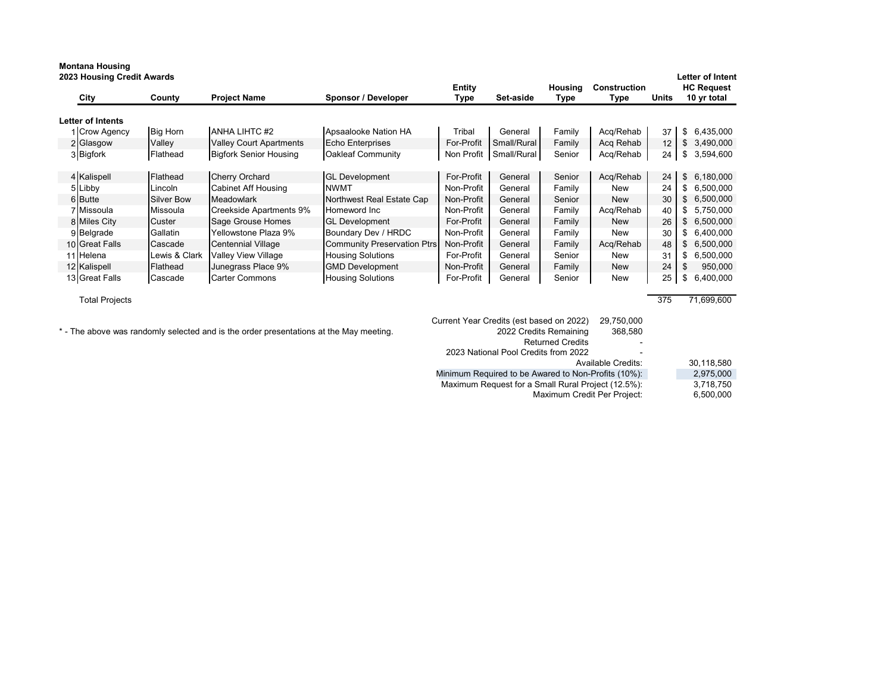**Montana Housing**
**2023 Housing Credit Awards**

| | City | County | Project Name | Sponsor / Developer | Entity Type | Set-aside | Housing Type | Construction Type | Units | Letter of Intent HC Request 10 yr total |
|---|---|---|---|---|---|---|---|---|---|---|
| **Letter of Intents** | | | | | | | | | | |
| 1 | Crow Agency | Big Horn | ANHA LIHTC #2 | Apsaalooke Nation HA | Tribal | General | Family | Acq/Rehab | 37 | $ 6,435,000 |
| 2 | Glasgow | Valley | Valley Court Apartments | Echo Enterprises | For-Profit | Small/Rural | Family | Acq Rehab | 12 | $ 3,490,000 |
| 3 | Bigfork | Flathead | Bigfork Senior Housing | Oakleaf Community | Non Profit | Small/Rural | Senior | Acq/Rehab | 24 | $ 3,594,600 |
| 4 | Kalispell | Flathead | Cherry Orchard | GL Development | For-Profit | General | Senior | Acq/Rehab | 24 | $ 6,180,000 |
| 5 | Libby | Lincoln | Cabinet Aff Housing | NWMT | Non-Profit | General | Family | New | 24 | $ 6,500,000 |
| 6 | Butte | Silver Bow | Meadowlark | Northwest Real Estate Cap | Non-Profit | General | Senior | New | 30 | $ 6,500,000 |
| 7 | Missoula | Missoula | Creekside Apartments 9% | Homeword Inc | Non-Profit | General | Family | Acq/Rehab | 40 | $ 5,750,000 |
| 8 | Miles City | Custer | Sage Grouse Homes | GL Development | For-Profit | General | Family | New | 26 | $ 6,500,000 |
| 9 | Belgrade | Gallatin | Yellowstone Plaza 9% | Boundary Dev / HRDC | Non-Profit | General | Family | New | 30 | $ 6,400,000 |
| 10 | Great Falls | Cascade | Centennial Village | Community Preservation Ptrs | Non-Profit | General | Family | Acq/Rehab | 48 | $ 6,500,000 |
| 11 | Helena | Lewis & Clark | Valley View Village | Housing Solutions | For-Profit | General | Senior | New | 31 | $ 6,500,000 |
| 12 | Kalispell | Flathead | Junegrass Place 9% | GMD Development | Non-Profit | General | Family | New | 24 | $ 950,000 |
| 13 | Great Falls | Cascade | Carter Commons | Housing Solutions | For-Profit | General | Senior | New | 25 | $ 6,400,000 |
| | Total Projects | | | | | | | | 375 | 71,699,600 |

* - The above was randomly selected and is the order presentations at the May meeting.

| | | |
|---|---|---|
| Current Year Credits (est based on 2022) | 29,750,000 | |
| 2022 Credits Remaining | 368,580 | |
| Returned Credits | - | |
| 2023 National Pool Credits from 2022 | - | |
| Available Credits: | | 30,118,580 |
| Minimum Required to be Awared to Non-Profits (10%): | | 2,975,000 |
| Maximum Request for a Small Rural Project (12.5%): | | 3,718,750 |
| Maximum Credit Per Project: | | 6,500,000 |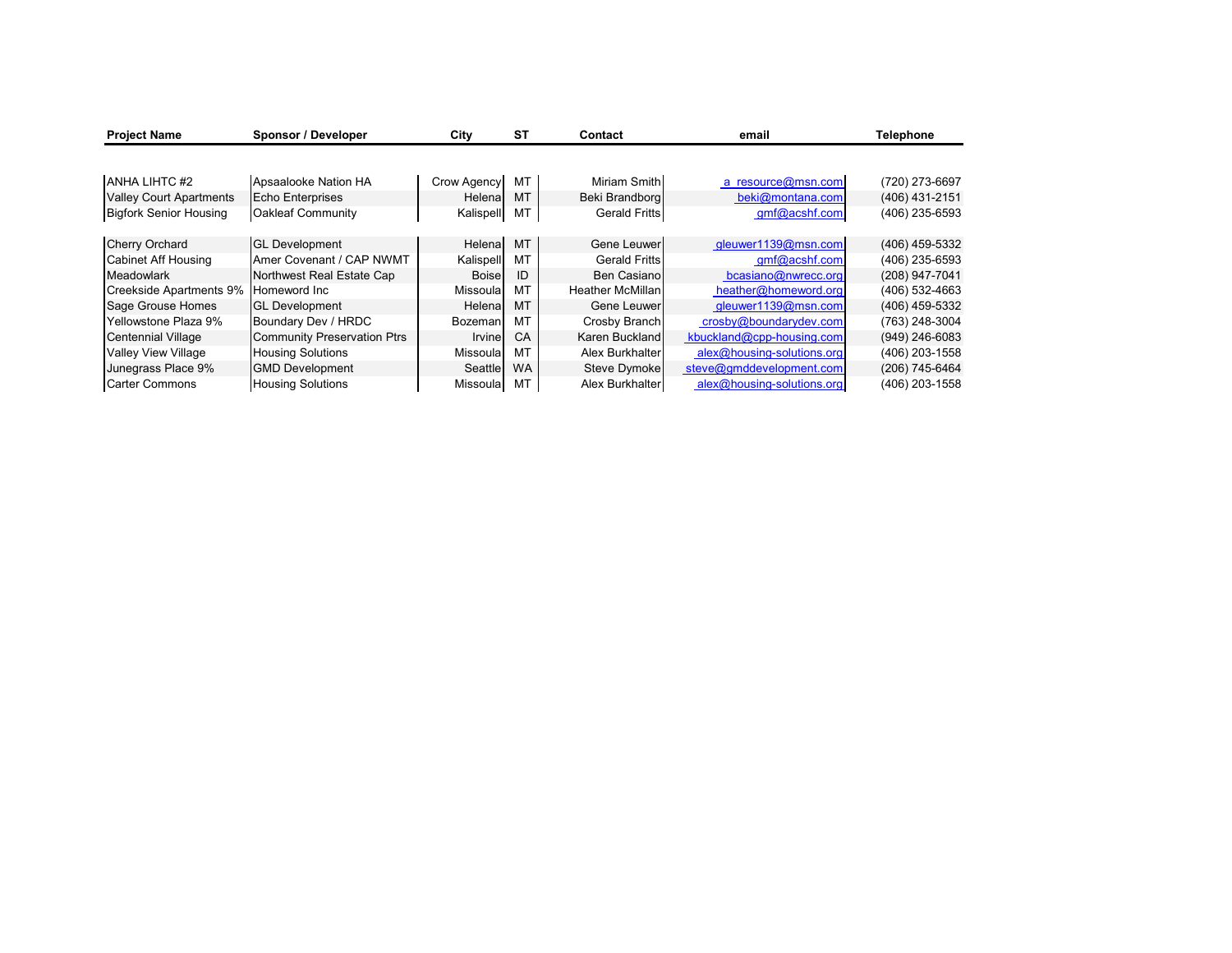| Project Name | Sponsor / Developer | City | ST | Contact | email | Telephone |
|---|---|---|---|---|---|---|
| ANHA LIHTC #2 | Apsaalooke Nation HA | Crow Agency | MT | Miriam Smith | a_resource@msn.com | (720) 273-6697 |
| Valley Court Apartments | Echo Enterprises | Helena | MT | Beki Brandborg | beki@montana.com | (406) 431-2151 |
| Bigfork Senior Housing | Oakleaf Community | Kalispell | MT | Gerald Fritts | gmf@acshf.com | (406) 235-6593 |
| Cherry Orchard | GL Development | Helena | MT | Gene Leuwer | gleuwer1139@msn.com | (406) 459-5332 |
| Cabinet Aff Housing | Amer Covenant / CAP NWMT | Kalispell | MT | Gerald Fritts | gmf@acshf.com | (406) 235-6593 |
| Meadowlark | Northwest Real Estate Cap | Boise | ID | Ben Casiano | bcasiano@nwrecc.org | (208) 947-7041 |
| Creekside Apartments 9% | Homeword Inc | Missoula | MT | Heather McMillan | heather@homeword.org | (406) 532-4663 |
| Sage Grouse Homes | GL Development | Helena | MT | Gene Leuwer | gleuwer1139@msn.com | (406) 459-5332 |
| Yellowstone Plaza 9% | Boundary Dev / HRDC | Bozeman | MT | Crosby Branch | crosby@boundarydev.com | (763) 248-3004 |
| Centennial Village | Community Preservation Ptrs | Irvine | CA | Karen Buckland | kbuckland@cpp-housing.com | (949) 246-6083 |
| Valley View Village | Housing Solutions | Missoula | MT | Alex Burkhalter | alex@housing-solutions.org | (406) 203-1558 |
| Junegrass Place 9% | GMD Development | Seattle | WA | Steve Dymoke | steve@gmddevelopment.com | (206) 745-6464 |
| Carter Commons | Housing Solutions | Missoula | MT | Alex Burkhalter | alex@housing-solutions.org | (406) 203-1558 |